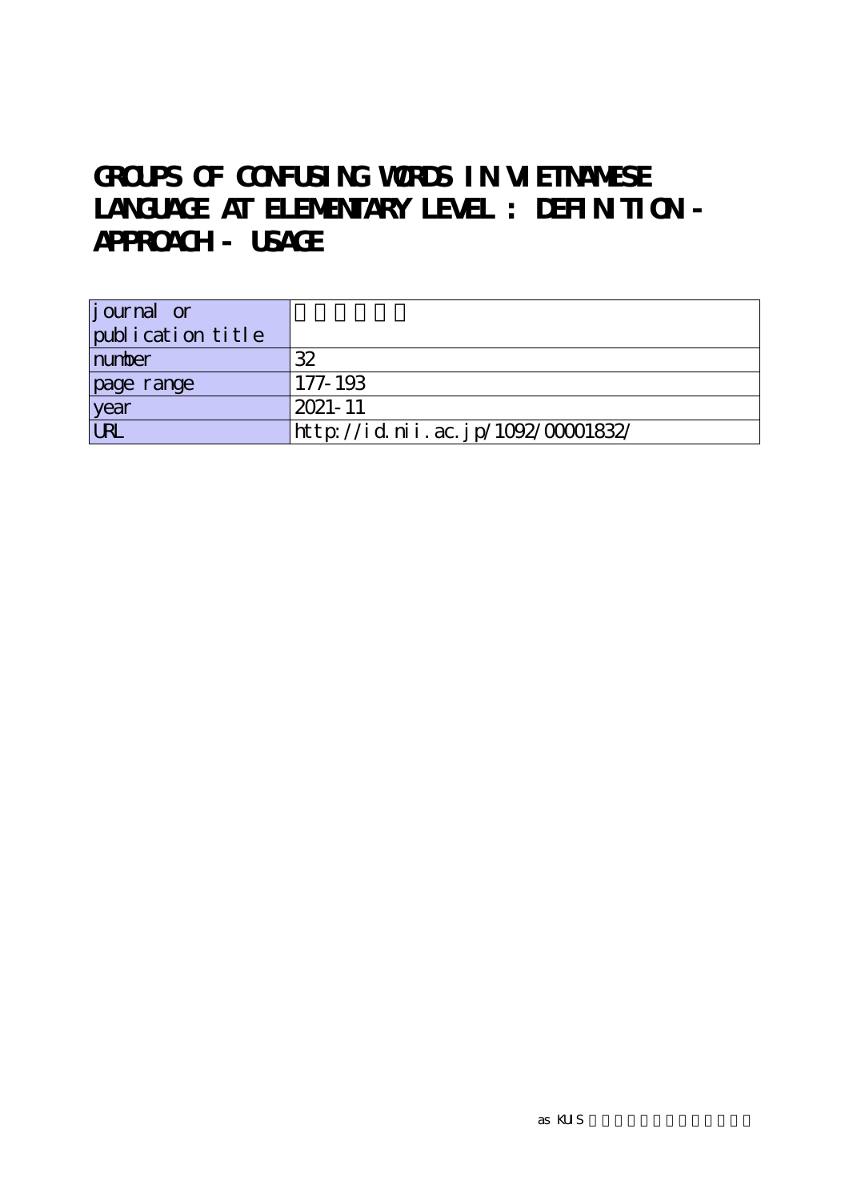# GROUPS OF CONFUSING WORDS IN VIETNAMESE LANGUAGE AT ELEMENTARY LEVEL : DEFINITION - APPROACH - USAGE

| journal or publication title | |
| --- | --- |
| number | 32 |
| page range | 177-193 |
| year | 2021-11 |
| URL | http://id.nii.ac.jp/1092/00001832/ |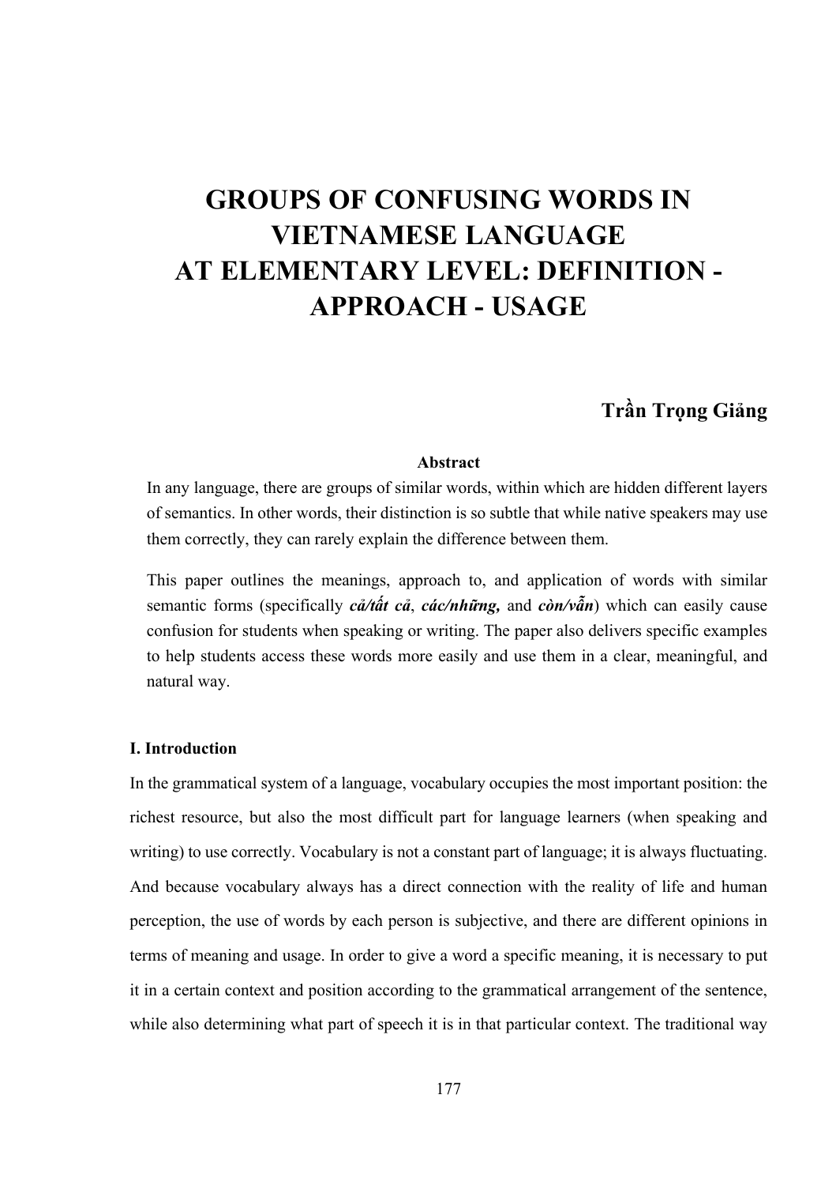# GROUPS OF CONFUSING WORDS IN VIETNAMESE LANGUAGE AT ELEMENTARY LEVEL: DEFINITION - APPROACH - USAGE

**Trần Trọng Giảng**

**Abstract**

In any language, there are groups of similar words, within which are hidden different layers of semantics. In other words, their distinction is so subtle that while native speakers may use them correctly, they can rarely explain the difference between them.

This paper outlines the meanings, approach to, and application of words with similar semantic forms (specifically ***cả/tất cả***, ***các/những,*** and ***còn/vẫn***) which can easily cause confusion for students when speaking or writing. The paper also delivers specific examples to help students access these words more easily and use them in a clear, meaningful, and natural way.

## I. Introduction

In the grammatical system of a language, vocabulary occupies the most important position: the richest resource, but also the most difficult part for language learners (when speaking and writing) to use correctly. Vocabulary is not a constant part of language; it is always fluctuating. And because vocabulary always has a direct connection with the reality of life and human perception, the use of words by each person is subjective, and there are different opinions in terms of meaning and usage. In order to give a word a specific meaning, it is necessary to put it in a certain context and position according to the grammatical arrangement of the sentence, while also determining what part of speech it is in that particular context. The traditional way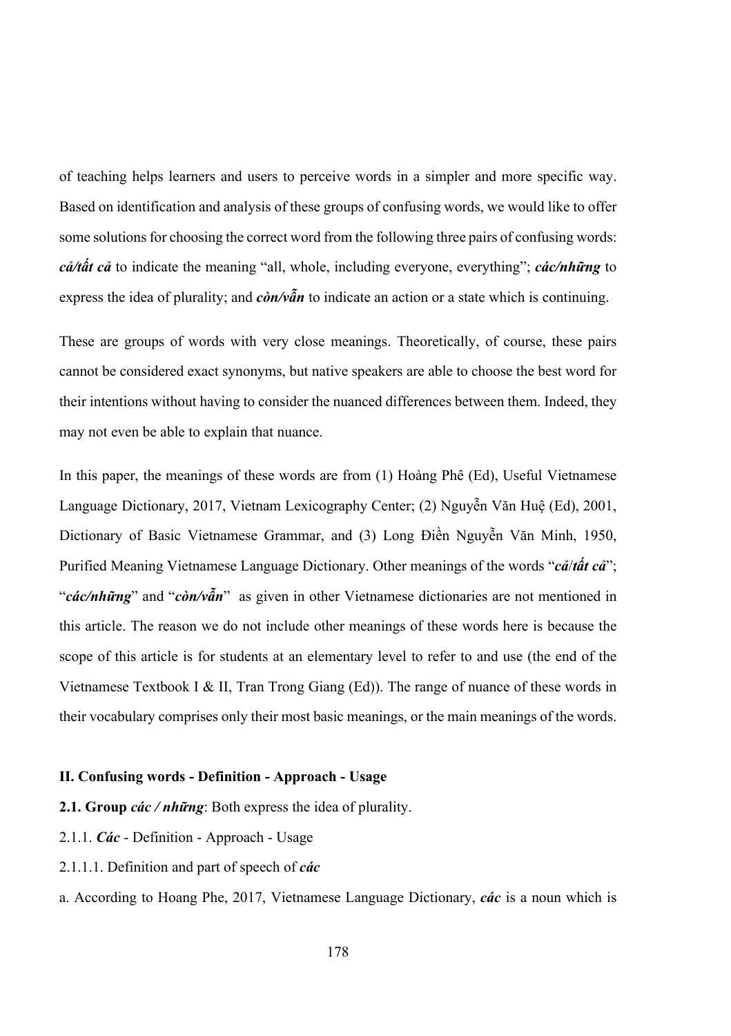of teaching helps learners and users to perceive words in a simpler and more specific way. Based on identification and analysis of these groups of confusing words, we would like to offer some solutions for choosing the correct word from the following three pairs of confusing words: ***cả/tất cả*** to indicate the meaning "all, whole, including everyone, everything"; ***các/những*** to express the idea of plurality; and ***còn/vẫn*** to indicate an action or a state which is continuing.

These are groups of words with very close meanings. Theoretically, of course, these pairs cannot be considered exact synonyms, but native speakers are able to choose the best word for their intentions without having to consider the nuanced differences between them. Indeed, they may not even be able to explain that nuance.

In this paper, the meanings of these words are from (1) Hoàng Phê (Ed), Useful Vietnamese Language Dictionary, 2017, Vietnam Lexicography Center; (2) Nguyễn Văn Huệ (Ed), 2001, Dictionary of Basic Vietnamese Grammar, and (3) Long Điền Nguyễn Văn Minh, 1950, Purified Meaning Vietnamese Language Dictionary. Other meanings of the words "***cả***/***tất cả***"; "***các/những***" and "***còn/vẫn***" as given in other Vietnamese dictionaries are not mentioned in this article. The reason we do not include other meanings of these words here is because the scope of this article is for students at an elementary level to refer to and use (the end of the Vietnamese Textbook I & II, Tran Trong Giang (Ed)). The range of nuance of these words in their vocabulary comprises only their most basic meanings, or the main meanings of the words.

## II. Confusing words - Definition - Approach - Usage

**2.1. Group *các / những***: Both express the idea of plurality.

2.1.1. ***Các*** - Definition - Approach - Usage

2.1.1.1. Definition and part of speech of ***các***

a. According to Hoang Phe, 2017, Vietnamese Language Dictionary, ***các*** is a noun which is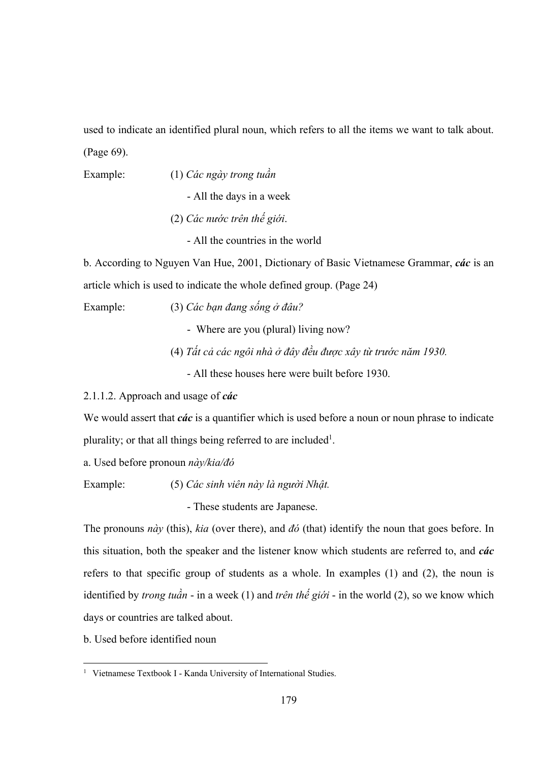used to indicate an identified plural noun, which refers to all the items we want to talk about. (Page 69).

Example: (1) *Các ngày trong tuần*

- All the days in a week

(2) *Các nước trên thế giới*.

- All the countries in the world

b. According to Nguyen Van Hue, 2001, Dictionary of Basic Vietnamese Grammar, ***các*** is an article which is used to indicate the whole defined group. (Page 24)

Example: (3) *Các bạn đang sống ở đâu?*

- Where are you (plural) living now?

(4) *Tất cả các ngôi nhà ở đây đều được xây từ trước năm 1930.*

- All these houses here were built before 1930.

2.1.1.2. Approach and usage of ***các***

We would assert that ***các*** is a quantifier which is used before a noun or noun phrase to indicate plurality; or that all things being referred to are included[1].

a. Used before pronoun *này/kia/đó*

Example: (5) *Các sinh viên này là người Nhật.*

- These students are Japanese.

The pronouns *này* (this), *kia* (over there), and *đó* (that) identify the noun that goes before. In this situation, both the speaker and the listener know which students are referred to, and ***các*** refers to that specific group of students as a whole. In examples (1) and (2), the noun is identified by *trong tuần* - in a week (1) and *trên thế giới* - in the world (2), so we know which days or countries are talked about.

b. Used before identified noun

---

[1] Vietnamese Textbook I - Kanda University of International Studies.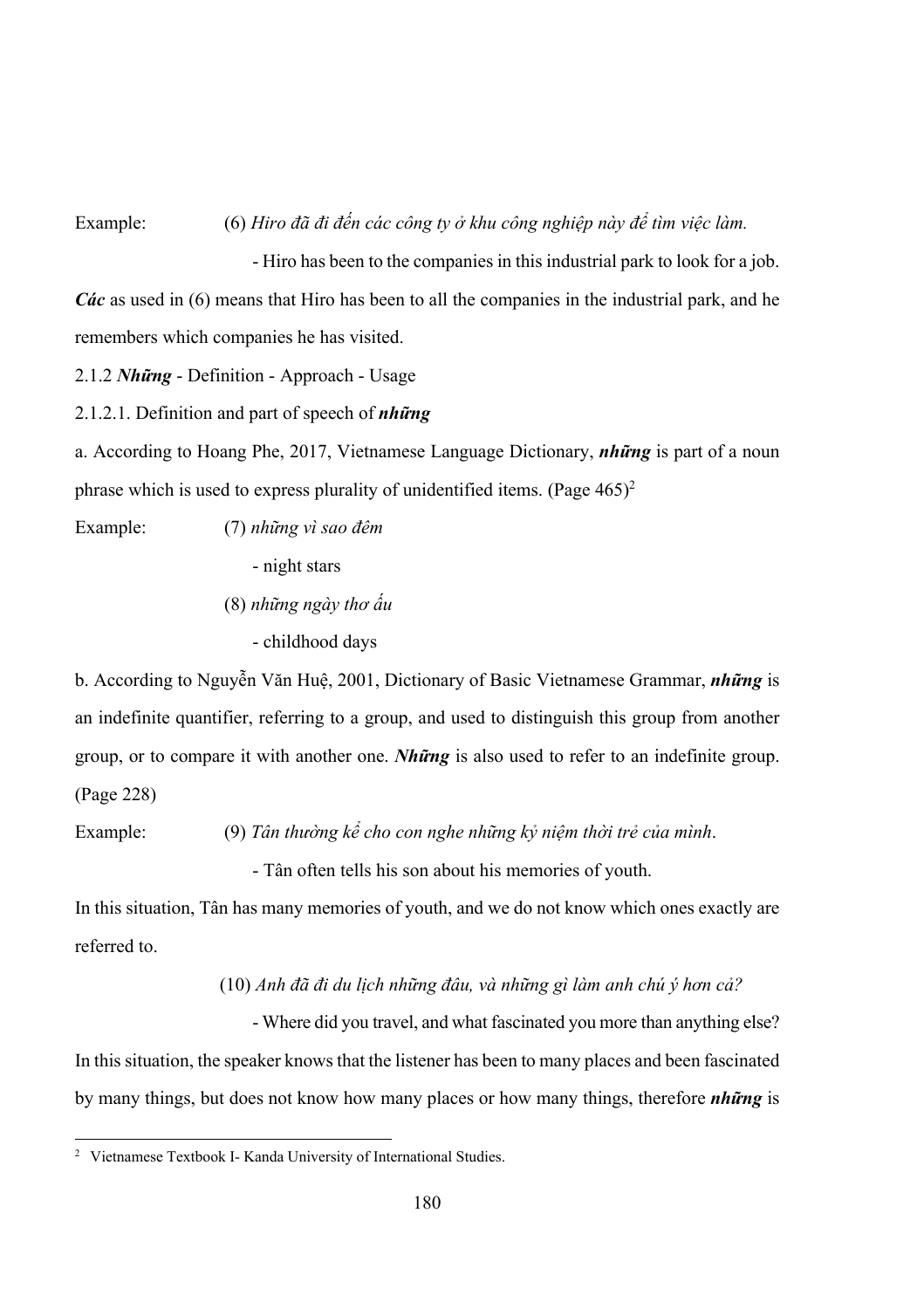Example: (6) *Hiro đã đi đến các công ty ở khu công nghiệp này để tìm việc làm.*

- Hiro has been to the companies in this industrial park to look for a job.

***Các*** as used in (6) means that Hiro has been to all the companies in the industrial park, and he remembers which companies he has visited.

2.1.2 ***Những*** - Definition - Approach - Usage

2.1.2.1. Definition and part of speech of ***những***

a. According to Hoang Phe, 2017, Vietnamese Language Dictionary, ***những*** is part of a noun phrase which is used to express plurality of unidentified items. (Page 465)[2]

Example: (7) *những vì sao đêm*

- night stars

(8) *những ngày thơ ấu*

- childhood days

b. According to Nguyễn Văn Huệ, 2001, Dictionary of Basic Vietnamese Grammar, ***những*** is an indefinite quantifier, referring to a group, and used to distinguish this group from another group, or to compare it with another one. ***Những*** is also used to refer to an indefinite group. (Page 228)

Example: (9) *Tân thường kể cho con nghe những kỷ niệm thời trẻ của mình*.

- Tân often tells his son about his memories of youth.

In this situation, Tân has many memories of youth, and we do not know which ones exactly are referred to.

(10) *Anh đã đi du lịch những đâu, và những gì làm anh chú ý hơn cả?*

- Where did you travel, and what fascinated you more than anything else?

In this situation, the speaker knows that the listener has been to many places and been fascinated by many things, but does not know how many places or how many things, therefore ***những*** is

[2] Vietnamese Textbook I- Kanda University of International Studies.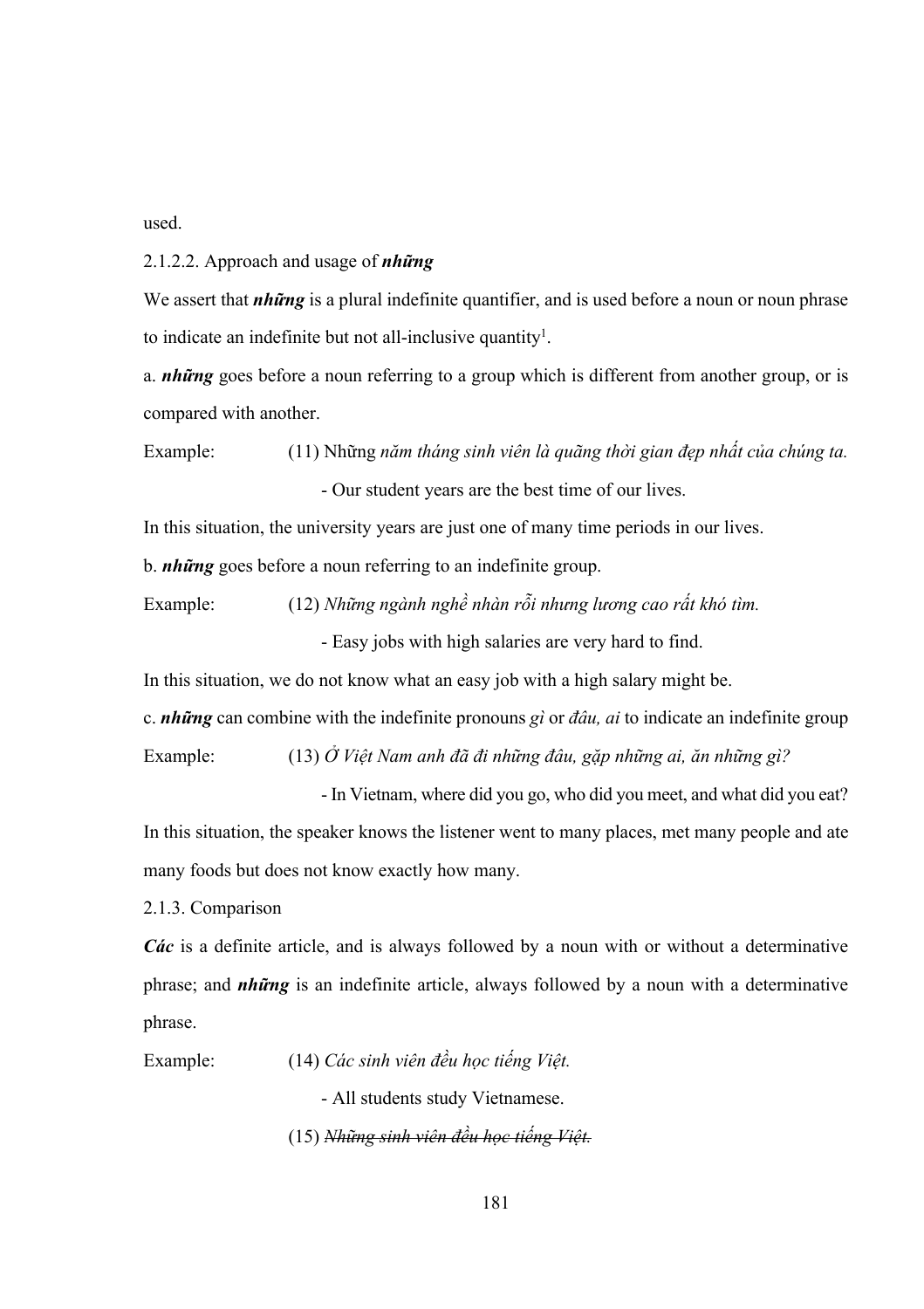used.

2.1.2.2. Approach and usage of ***những***

We assert that ***những*** is a plural indefinite quantifier, and is used before a noun or noun phrase to indicate an indefinite but not all-inclusive quantity[1].

a. ***những*** goes before a noun referring to a group which is different from another group, or is compared with another.

Example: (11) Những *năm tháng sinh viên là quãng thời gian đẹp nhất của chúng ta.*

- Our student years are the best time of our lives.

In this situation, the university years are just one of many time periods in our lives.

b. ***những*** goes before a noun referring to an indefinite group.

Example: (12) *Những ngành nghề nhàn rỗi nhưng lương cao rất khó tìm.*

- Easy jobs with high salaries are very hard to find.

In this situation, we do not know what an easy job with a high salary might be.

c. ***những*** can combine with the indefinite pronouns *gì* or *đâu, ai* to indicate an indefinite group

Example: (13) *Ở Việt Nam anh đã đi những đâu, gặp những ai, ăn những gì?*

- In Vietnam, where did you go, who did you meet, and what did you eat?

In this situation, the speaker knows the listener went to many places, met many people and ate many foods but does not know exactly how many.

2.1.3. Comparison

***Các*** is a definite article, and is always followed by a noun with or without a determinative phrase; and ***những*** is an indefinite article, always followed by a noun with a determinative phrase.

Example: (14) *Các sinh viên đều học tiếng Việt.*

- All students study Vietnamese.

(15) ~~*Những sinh viên đều học tiếng Việt.*~~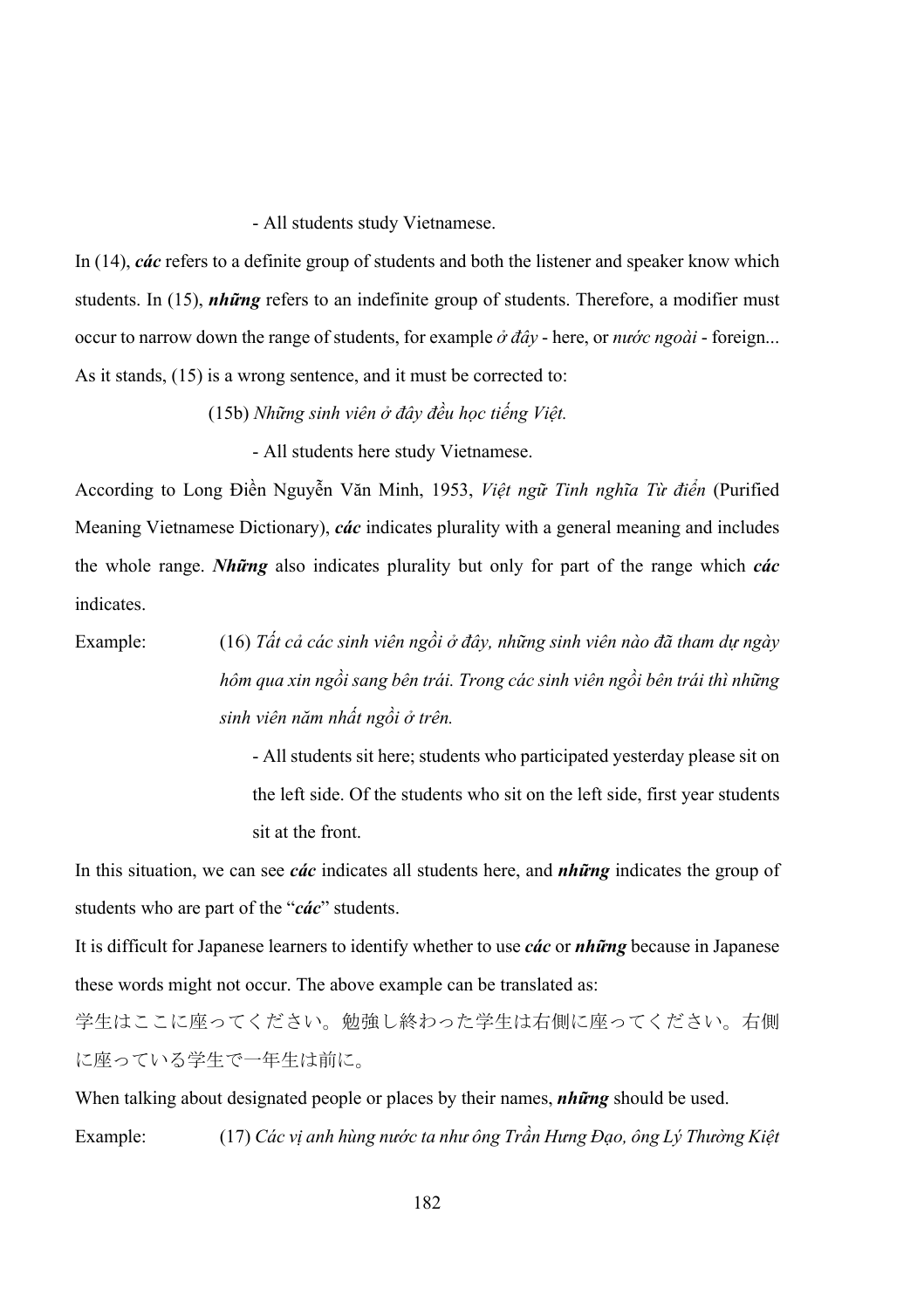- All students study Vietnamese.

In (14), ***các*** refers to a definite group of students and both the listener and speaker know which students. In (15), ***những*** refers to an indefinite group of students. Therefore, a modifier must occur to narrow down the range of students, for example *ở đây* - here, or *nước ngoài* - foreign... As it stands, (15) is a wrong sentence, and it must be corrected to:

(15b) *Những sinh viên ở đây đều học tiếng Việt.*

- All students here study Vietnamese.

According to Long Điền Nguyễn Văn Minh, 1953, *Việt ngữ Tinh nghĩa Từ điển* (Purified Meaning Vietnamese Dictionary), ***các*** indicates plurality with a general meaning and includes the whole range. ***Những*** also indicates plurality but only for part of the range which ***các*** indicates.

Example: (16) *Tất cả các sinh viên ngồi ở đây, những sinh viên nào đã tham dự ngày hôm qua xin ngồi sang bên trái. Trong các sinh viên ngồi bên trái thì những sinh viên năm nhất ngồi ở trên.*

- All students sit here; students who participated yesterday please sit on the left side. Of the students who sit on the left side, first year students sit at the front.

In this situation, we can see ***các*** indicates all students here, and ***những*** indicates the group of students who are part of the "***các***" students.

It is difficult for Japanese learners to identify whether to use ***các*** or ***những*** because in Japanese these words might not occur. The above example can be translated as:

学生はここに座ってください。勉強し終わった学生は右側に座ってください。右側に座っている学生で一年生は前に。

When talking about designated people or places by their names, ***những*** should be used.

Example: (17) *Các vị anh hùng nước ta như ông Trần Hưng Đạo, ông Lý Thường Kiệt*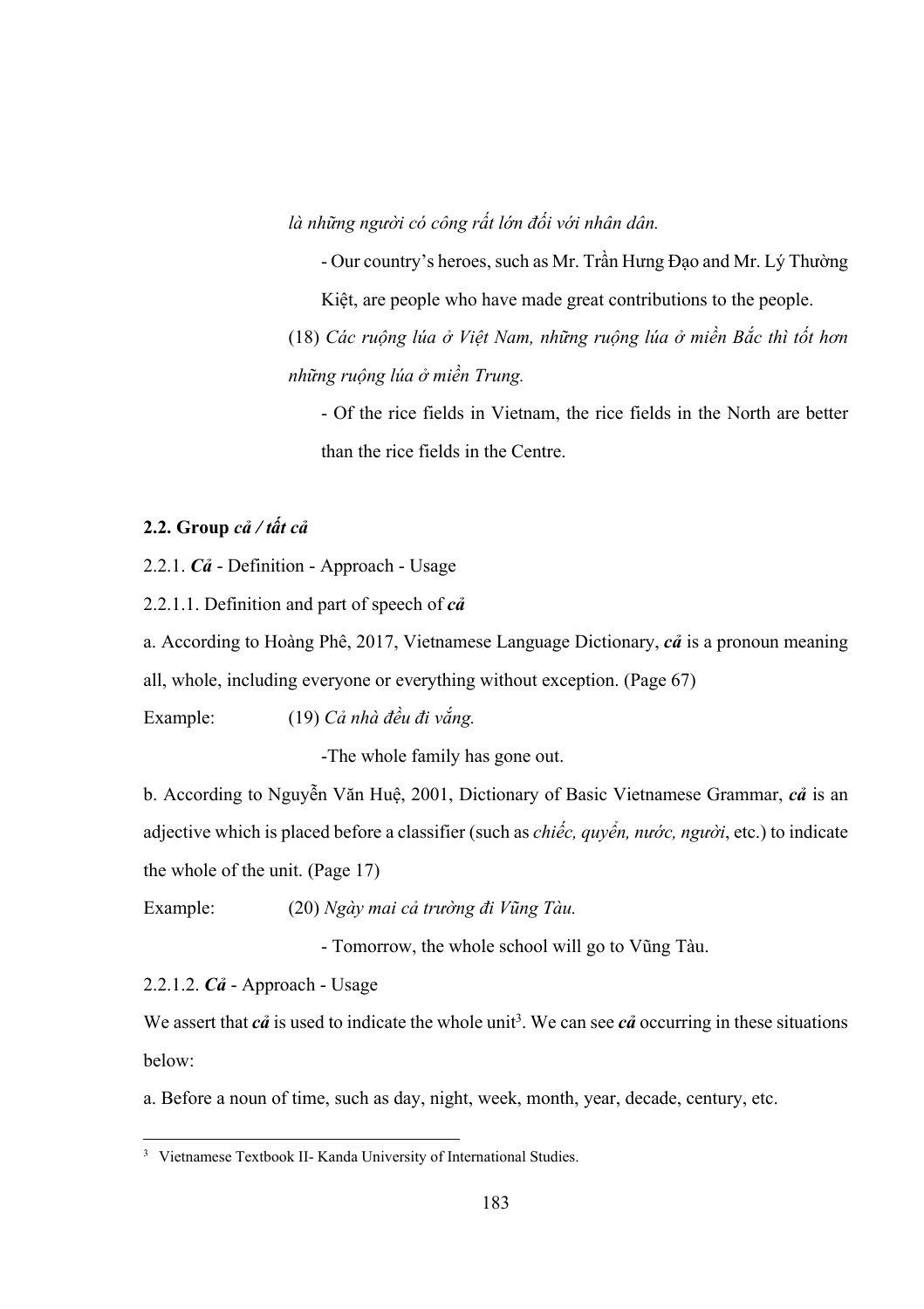*là những người có công rất lớn đối với nhân dân.*

- Our country's heroes, such as Mr. Trần Hưng Đạo and Mr. Lý Thường Kiệt, are people who have made great contributions to the people.

(18) *Các ruộng lúa ở Việt Nam, những ruộng lúa ở miền Bắc thì tốt hơn những ruộng lúa ở miền Trung.*

- Of the rice fields in Vietnam, the rice fields in the North are better than the rice fields in the Centre.

**2.2. Group *cả / tất cả***

2.2.1. ***Cả*** - Definition - Approach - Usage

2.2.1.1. Definition and part of speech of ***cả***

a. According to Hoàng Phê, 2017, Vietnamese Language Dictionary, ***cả*** is a pronoun meaning all, whole, including everyone or everything without exception. (Page 67)

Example: (19) *Cả nhà đều đi vắng.*

-The whole family has gone out.

b. According to Nguyễn Văn Huệ, 2001, Dictionary of Basic Vietnamese Grammar, ***cả*** is an adjective which is placed before a classifier (such as *chiếc, quyển, nước, người*, etc.) to indicate the whole of the unit. (Page 17)

Example: (20) *Ngày mai cả trường đi Vũng Tàu.*

- Tomorrow, the whole school will go to Vũng Tàu.

2.2.1.2. ***Cả*** - Approach - Usage

We assert that ***cả*** is used to indicate the whole unit[3]. We can see ***cả*** occurring in these situations below:

a. Before a noun of time, such as day, night, week, month, year, decade, century, etc.

[3] Vietnamese Textbook II- Kanda University of International Studies.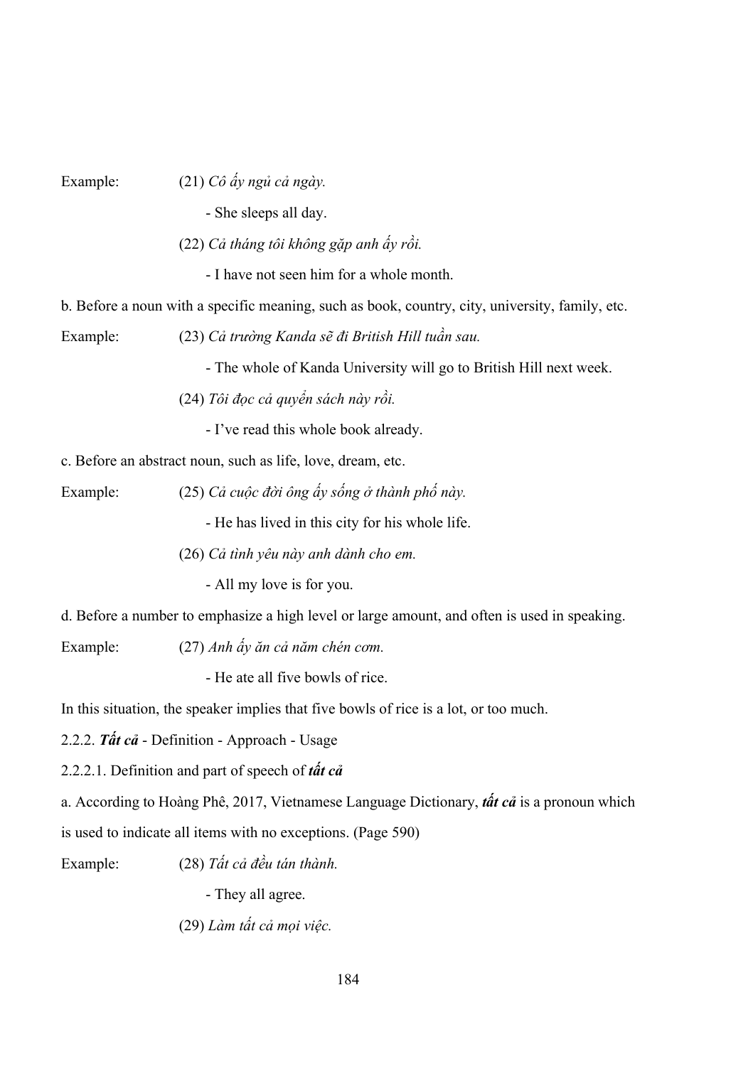Example: (21) *Cô ấy ngủ cả ngày.*

- She sleeps all day.

(22) *Cả tháng tôi không gặp anh ấy rồi.*

- I have not seen him for a whole month.

b. Before a noun with a specific meaning, such as book, country, city, university, family, etc.

Example: (23) *Cả trường Kanda sẽ đi British Hill tuần sau.*

- The whole of Kanda University will go to British Hill next week.

(24) *Tôi đọc cả quyển sách này rồi.*

- I've read this whole book already.

c. Before an abstract noun, such as life, love, dream, etc.

Example: (25) *Cả cuộc đời ông ấy sống ở thành phố này.*

- He has lived in this city for his whole life.

(26) *Cả tình yêu này anh dành cho em.*

- All my love is for you.

d. Before a number to emphasize a high level or large amount, and often is used in speaking.

Example: (27) *Anh ấy ăn cả năm chén cơm.*

- He ate all five bowls of rice.

In this situation, the speaker implies that five bowls of rice is a lot, or too much.

2.2.2. ***Tất cả*** - Definition - Approach - Usage

2.2.2.1. Definition and part of speech of ***tất cả***

a. According to Hoàng Phê, 2017, Vietnamese Language Dictionary, ***tất cả*** is a pronoun which is used to indicate all items with no exceptions. (Page 590)

Example: (28) *Tất cả đều tán thành.*

- They all agree.

(29) *Làm tất cả mọi việc.*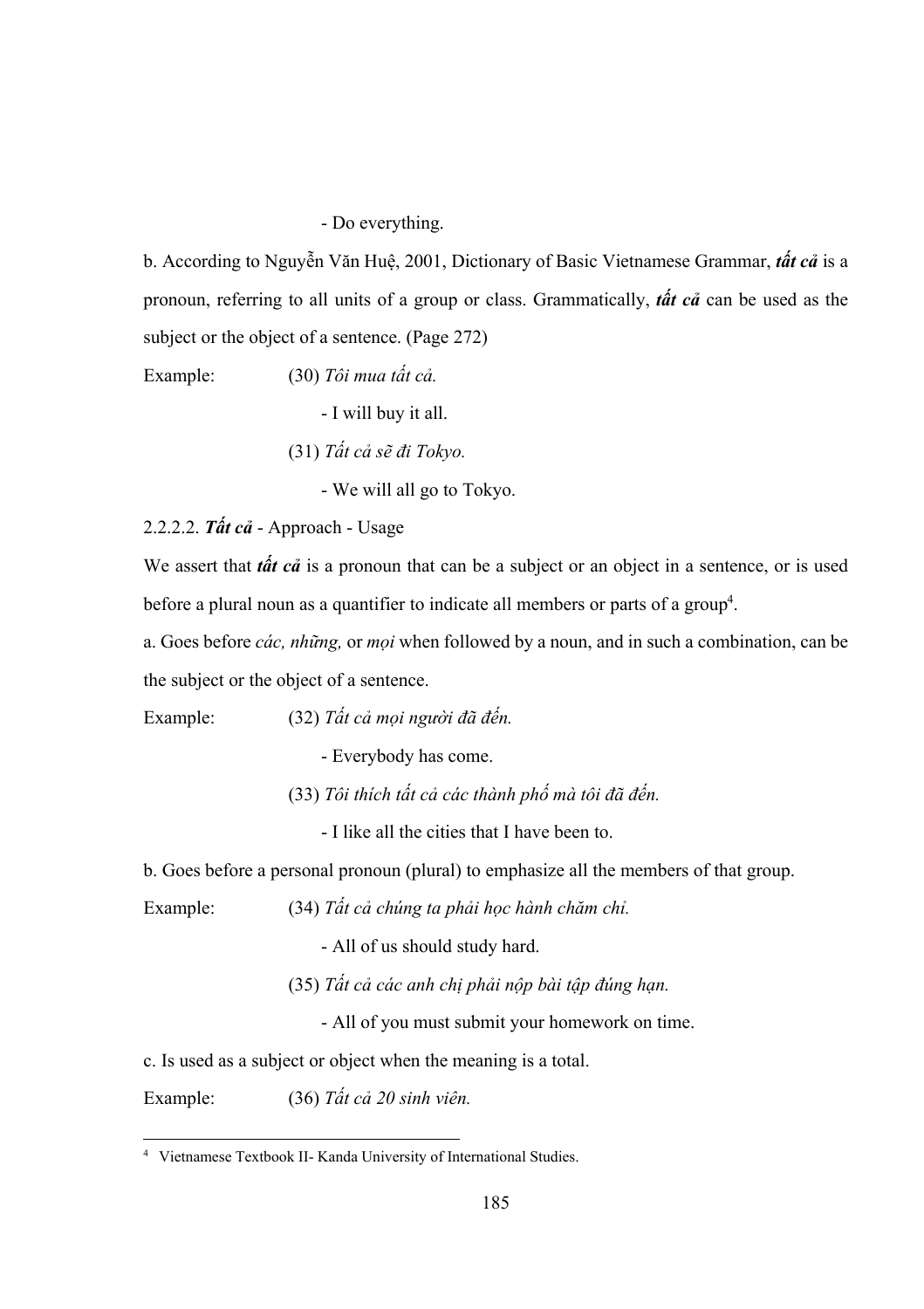- Do everything.

b. According to Nguyễn Văn Huệ, 2001, Dictionary of Basic Vietnamese Grammar, ***tất cả*** is a pronoun, referring to all units of a group or class. Grammatically, ***tất cả*** can be used as the subject or the object of a sentence. (Page 272)

Example: (30) *Tôi mua tất cả.*

- I will buy it all.

(31) *Tất cả sẽ đi Tokyo.*

- We will all go to Tokyo.

2.2.2.2. ***Tất cả*** - Approach - Usage

We assert that ***tất cả*** is a pronoun that can be a subject or an object in a sentence, or is used before a plural noun as a quantifier to indicate all members or parts of a group[4].

a. Goes before *các, những,* or *mọi* when followed by a noun, and in such a combination, can be the subject or the object of a sentence.

Example: (32) *Tất cả mọi người đã đến.*

- Everybody has come.

(33) *Tôi thích tất cả các thành phố mà tôi đã đến.*

- I like all the cities that I have been to.

b. Goes before a personal pronoun (plural) to emphasize all the members of that group.

Example: (34) *Tất cả chúng ta phải học hành chăm chỉ.*

- All of us should study hard.

(35) *Tất cả các anh chị phải nộp bài tập đúng hạn.*

- All of you must submit your homework on time.

c. Is used as a subject or object when the meaning is a total.

Example: (36) *Tất cả 20 sinh viên.*

---

[4] Vietnamese Textbook II- Kanda University of International Studies.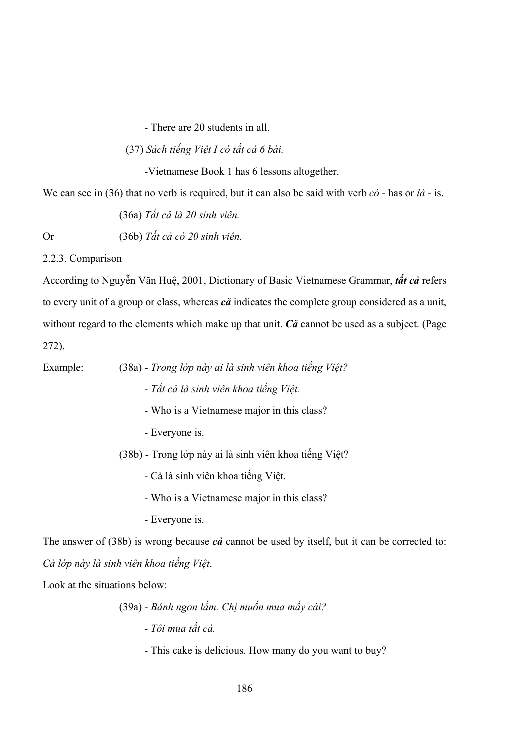- There are 20 students in all.

(37) *Sách tiếng Việt I có tất cả 6 bài.*

-Vietnamese Book 1 has 6 lessons altogether.

We can see in (36) that no verb is required, but it can also be said with verb *có* - has or *là* - is.

(36a) *Tất cả là 20 sinh viên.*

Or (36b) *Tất cả có 20 sinh viên.*

2.2.3. Comparison

According to Nguyễn Văn Huệ, 2001, Dictionary of Basic Vietnamese Grammar, ***tất cả*** refers to every unit of a group or class, whereas ***cả*** indicates the complete group considered as a unit, without regard to the elements which make up that unit. ***Cả*** cannot be used as a subject. (Page 272).

Example: (38a) - *Trong lớp này ai là sinh viên khoa tiếng Việt?*

- *Tất cả là sinh viên khoa tiếng Việt.*

- Who is a Vietnamese major in this class?

- Everyone is.

(38b) - Trong lớp này ai là sinh viên khoa tiếng Việt?

- ~~Cả là sinh viên khoa tiếng Việt.~~

- Who is a Vietnamese major in this class?

- Everyone is.

The answer of (38b) is wrong because ***cả*** cannot be used by itself, but it can be corrected to: *Cả lớp này là sinh viên khoa tiếng Việt*.

Look at the situations below:

(39a) - *Bánh ngon lắm. Chị muốn mua mấy cái?*

- *Tôi mua tất cả.*

- This cake is delicious. How many do you want to buy?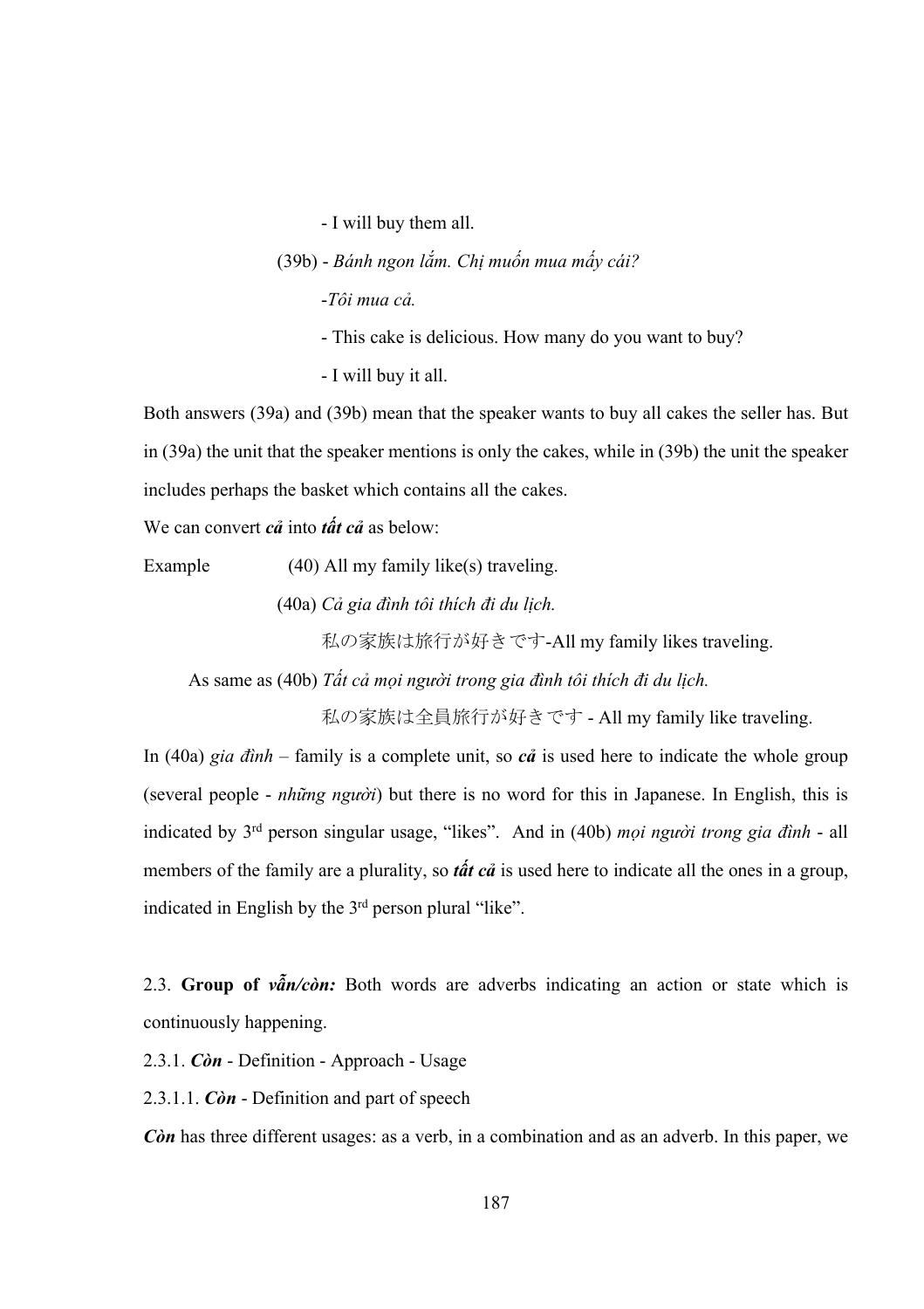- I will buy them all.

(39b) - *Bánh ngon lắm. Chị muốn mua mấy cái?*

-*Tôi mua cả.*

- This cake is delicious. How many do you want to buy?

- I will buy it all.

Both answers (39a) and (39b) mean that the speaker wants to buy all cakes the seller has. But in (39a) the unit that the speaker mentions is only the cakes, while in (39b) the unit the speaker includes perhaps the basket which contains all the cakes.

We can convert ***cả*** into ***tất cả*** as below:

Example (40) All my family like(s) traveling.

(40a) *Cả gia đình tôi thích đi du lịch.*

私の家族は旅行が好きです-All my family likes traveling.

As same as (40b) *Tất cả mọi người trong gia đình tôi thích đi du lịch.*

私の家族は全員旅行が好きです - All my family like traveling.

In (40a) *gia đình* – family is a complete unit, so ***cả*** is used here to indicate the whole group (several people - *những người*) but there is no word for this in Japanese. In English, this is indicated by 3rd person singular usage, "likes". And in (40b) *mọi người trong gia đình* - all members of the family are a plurality, so ***tất cả*** is used here to indicate all the ones in a group, indicated in English by the 3rd person plural "like".

2.3. **Group of *vẫn/còn:*** Both words are adverbs indicating an action or state which is continuously happening.

2.3.1. ***Còn*** - Definition - Approach - Usage

2.3.1.1. ***Còn*** - Definition and part of speech

***Còn*** has three different usages: as a verb, in a combination and as an adverb. In this paper, we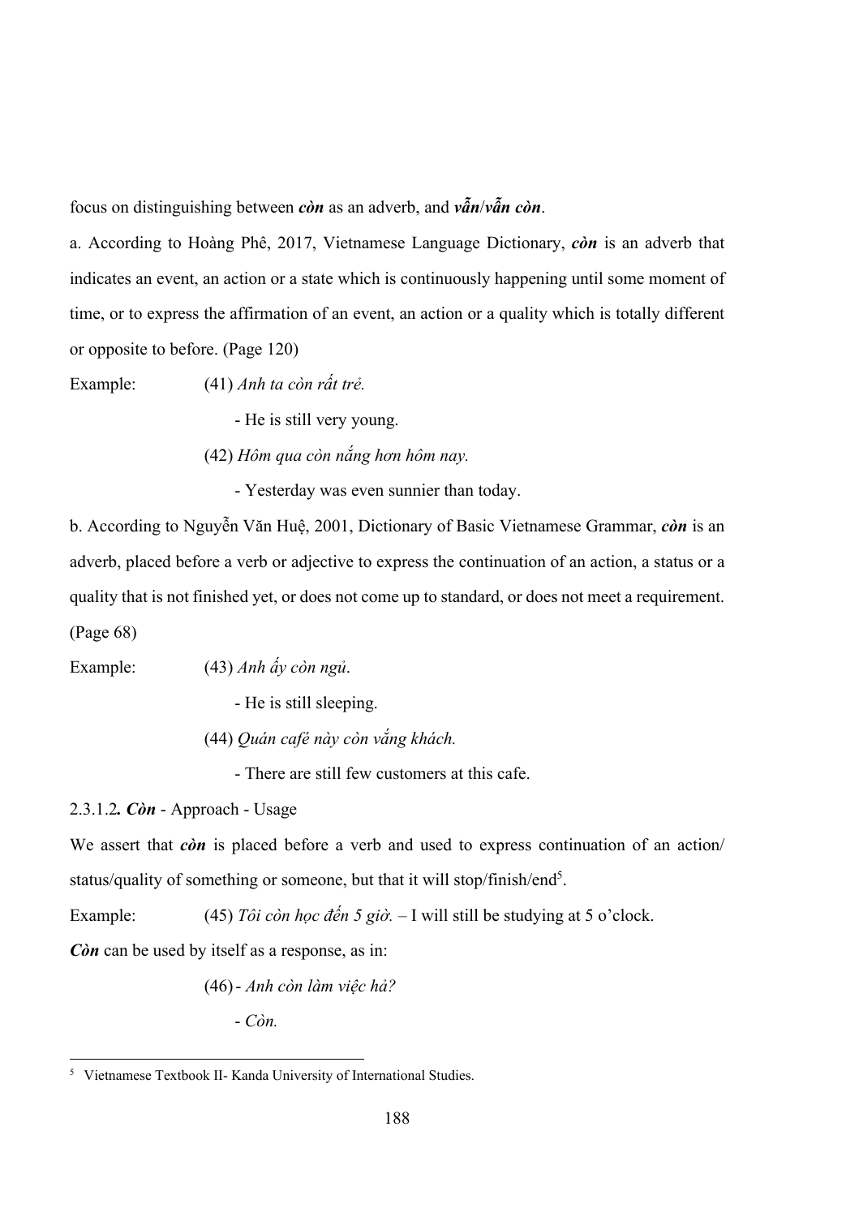focus on distinguishing between ***còn*** as an adverb, and ***vẫn***/***vẫn còn***.

a. According to Hoàng Phê, 2017, Vietnamese Language Dictionary, ***còn*** is an adverb that indicates an event, an action or a state which is continuously happening until some moment of time, or to express the affirmation of an event, an action or a quality which is totally different or opposite to before. (Page 120)

Example: (41) *Anh ta còn rất trẻ.*

- He is still very young.

(42) *Hôm qua còn nắng hơn hôm nay.*

- Yesterday was even sunnier than today.

b. According to Nguyễn Văn Huệ, 2001, Dictionary of Basic Vietnamese Grammar, ***còn*** is an adverb, placed before a verb or adjective to express the continuation of an action, a status or a quality that is not finished yet, or does not come up to standard, or does not meet a requirement. (Page 68)

Example: (43) *Anh ấy còn ngủ.*

- He is still sleeping.

(44) *Quán café này còn vắng khách.*

- There are still few customers at this cafe.

2.3.1.2***. Còn*** - Approach - Usage

We assert that ***còn*** is placed before a verb and used to express continuation of an action/ status/quality of something or someone, but that it will stop/finish/end[5].

Example: (45) *Tôi còn học đến 5 giờ.* – I will still be studying at 5 o'clock.

***Còn*** can be used by itself as a response, as in:

(46) - *Anh còn làm việc hả?*

- *Còn.*

---

[5] Vietnamese Textbook II- Kanda University of International Studies.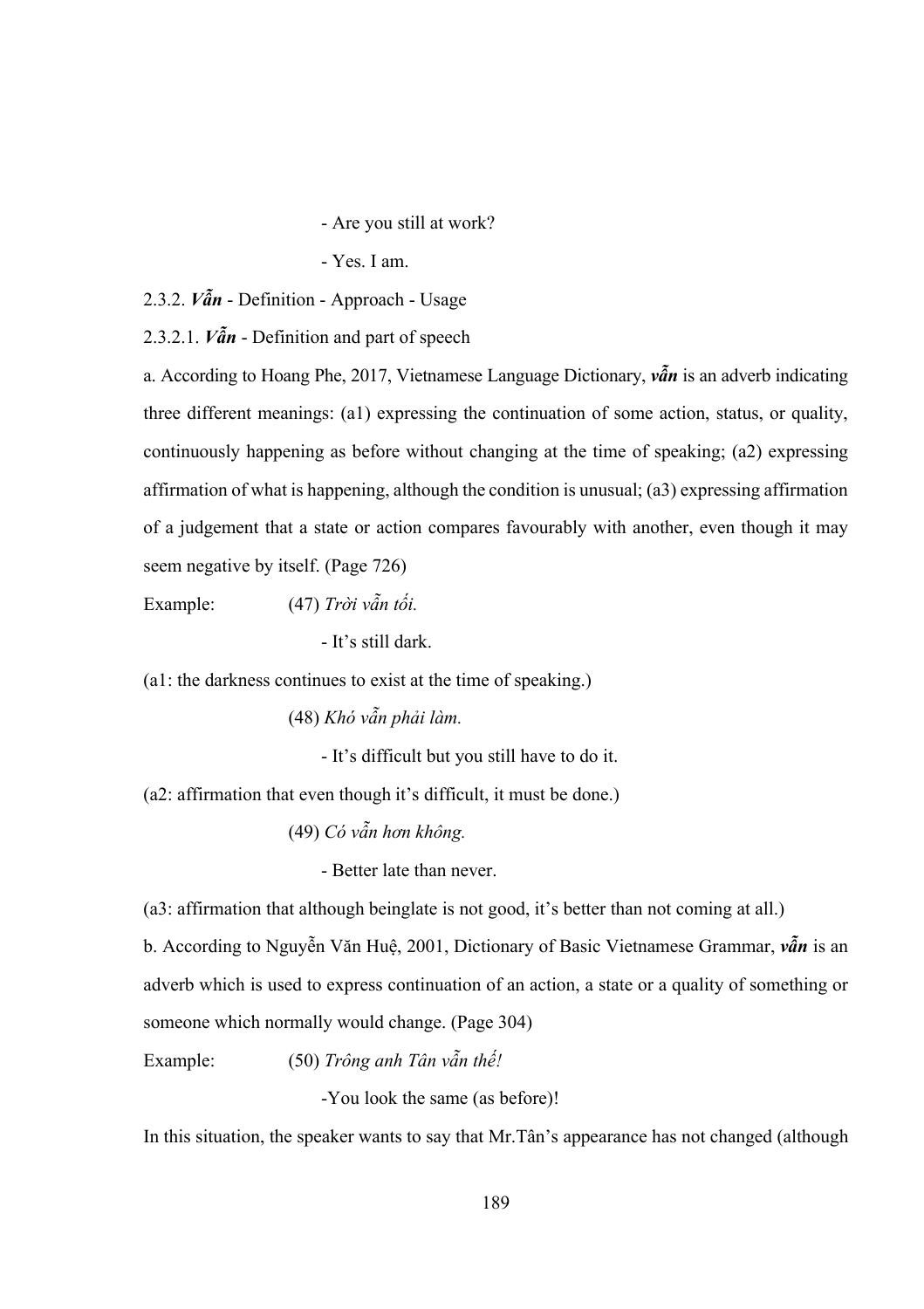- Are you still at work?

- Yes. I am.

2.3.2. ***Vẫn*** - Definition - Approach - Usage

2.3.2.1. ***Vẫn*** - Definition and part of speech

a. According to Hoang Phe, 2017, Vietnamese Language Dictionary, ***vẫn*** is an adverb indicating three different meanings: (a1) expressing the continuation of some action, status, or quality, continuously happening as before without changing at the time of speaking; (a2) expressing affirmation of what is happening, although the condition is unusual; (a3) expressing affirmation of a judgement that a state or action compares favourably with another, even though it may seem negative by itself. (Page 726)

Example: (47) *Trời vẫn tối.*

- It's still dark.

(a1: the darkness continues to exist at the time of speaking.)

(48) *Khó vẫn phải làm.*

- It's difficult but you still have to do it.

(a2: affirmation that even though it's difficult, it must be done.)

(49) *Có vẫn hơn không.*

- Better late than never.

(a3: affirmation that although beinglate is not good, it's better than not coming at all.)

b. According to Nguyễn Văn Huệ, 2001, Dictionary of Basic Vietnamese Grammar, ***vẫn*** is an adverb which is used to express continuation of an action, a state or a quality of something or someone which normally would change. (Page 304)

Example: (50) *Trông anh Tân vẫn thế!*

-You look the same (as before)!

In this situation, the speaker wants to say that Mr.Tân's appearance has not changed (although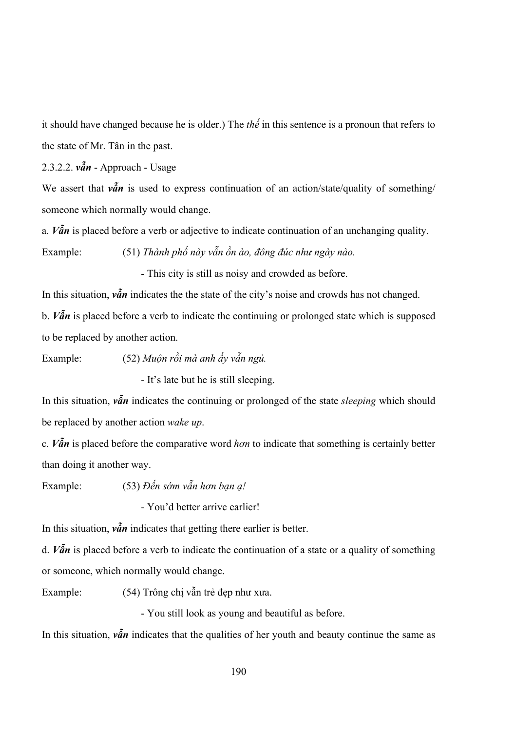it should have changed because he is older.) The *thế* in this sentence is a pronoun that refers to the state of Mr. Tân in the past.

2.3.2.2. ***vẫn*** - Approach - Usage

We assert that ***vẫn*** is used to express continuation of an action/state/quality of something/ someone which normally would change.

a. ***Vẫn*** is placed before a verb or adjective to indicate continuation of an unchanging quality.

Example: (51) *Thành phố này vẫn ồn ào, đông đúc như ngày nào.*

- This city is still as noisy and crowded as before.

In this situation, ***vẫn*** indicates the the state of the city's noise and crowds has not changed.

b. ***Vẫn*** is placed before a verb to indicate the continuing or prolonged state which is supposed to be replaced by another action.

Example: (52) *Muộn rồi mà anh ấy vẫn ngủ.*

- It's late but he is still sleeping.

In this situation, ***vẫn*** indicates the continuing or prolonged of the state *sleeping* which should be replaced by another action *wake up*.

c. ***Vẫn*** is placed before the comparative word *hơn* to indicate that something is certainly better than doing it another way.

Example: (53) *Đến sớm vẫn hơn bạn ạ!*

- You'd better arrive earlier!

In this situation, ***vẫn*** indicates that getting there earlier is better.

d. ***Vẫn*** is placed before a verb to indicate the continuation of a state or a quality of something or someone, which normally would change.

Example: (54) Trông chị vẫn trẻ đẹp như xưa.

- You still look as young and beautiful as before.

In this situation, ***vẫn*** indicates that the qualities of her youth and beauty continue the same as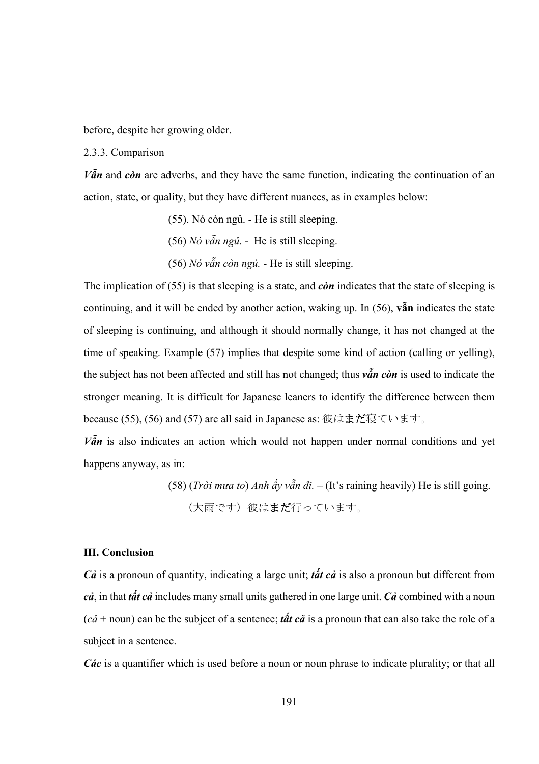before, despite her growing older.

2.3.3. Comparison

***Vẫn*** and ***còn*** are adverbs, and they have the same function, indicating the continuation of an action, state, or quality, but they have different nuances, as in examples below:

(55). Nó còn ngủ. - He is still sleeping.

(56) *Nó vẫn ngủ*. - He is still sleeping.

(56) *Nó vẫn còn ngủ.* - He is still sleeping.

The implication of (55) is that sleeping is a state, and ***còn*** indicates that the state of sleeping is continuing, and it will be ended by another action, waking up. In (56), **vẫn** indicates the state of sleeping is continuing, and although it should normally change, it has not changed at the time of speaking. Example (57) implies that despite some kind of action (calling or yelling), the subject has not been affected and still has not changed; thus ***vẫn còn*** is used to indicate the stronger meaning. It is difficult for Japanese leaners to identify the difference between them because (55), (56) and (57) are all said in Japanese as: 彼は**まだ**寝ています。

***Vẫn*** is also indicates an action which would not happen under normal conditions and yet happens anyway, as in:

(58) (*Trời mưa to*) *Anh ấy vẫn đi.* – (It's raining heavily) He is still going.

（大雨です）彼は**まだ**行っています。

**III. Conclusion**

***Cả*** is a pronoun of quantity, indicating a large unit; ***tất cả*** is also a pronoun but different from ***cả***, in that ***tất cả*** includes many small units gathered in one large unit. ***Cả*** combined with a noun (*cả* + noun) can be the subject of a sentence; ***tất cả*** is a pronoun that can also take the role of a subject in a sentence.

***Các*** is a quantifier which is used before a noun or noun phrase to indicate plurality; or that all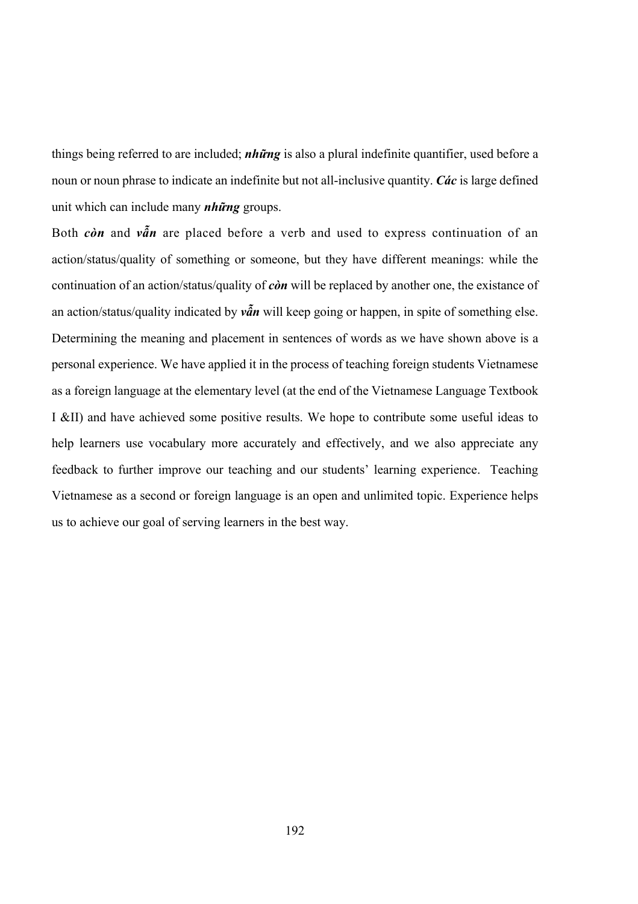things being referred to are included; ***những*** is also a plural indefinite quantifier, used before a noun or noun phrase to indicate an indefinite but not all-inclusive quantity. ***Các*** is large defined unit which can include many ***những*** groups.

Both ***còn*** and ***vẫn*** are placed before a verb and used to express continuation of an action/status/quality of something or someone, but they have different meanings: while the continuation of an action/status/quality of ***còn*** will be replaced by another one, the existance of an action/status/quality indicated by ***vẫn*** will keep going or happen, in spite of something else.

Determining the meaning and placement in sentences of words as we have shown above is a personal experience. We have applied it in the process of teaching foreign students Vietnamese as a foreign language at the elementary level (at the end of the Vietnamese Language Textbook I &II) and have achieved some positive results. We hope to contribute some useful ideas to help learners use vocabulary more accurately and effectively, and we also appreciate any feedback to further improve our teaching and our students' learning experience. Teaching Vietnamese as a second or foreign language is an open and unlimited topic. Experience helps us to achieve our goal of serving learners in the best way.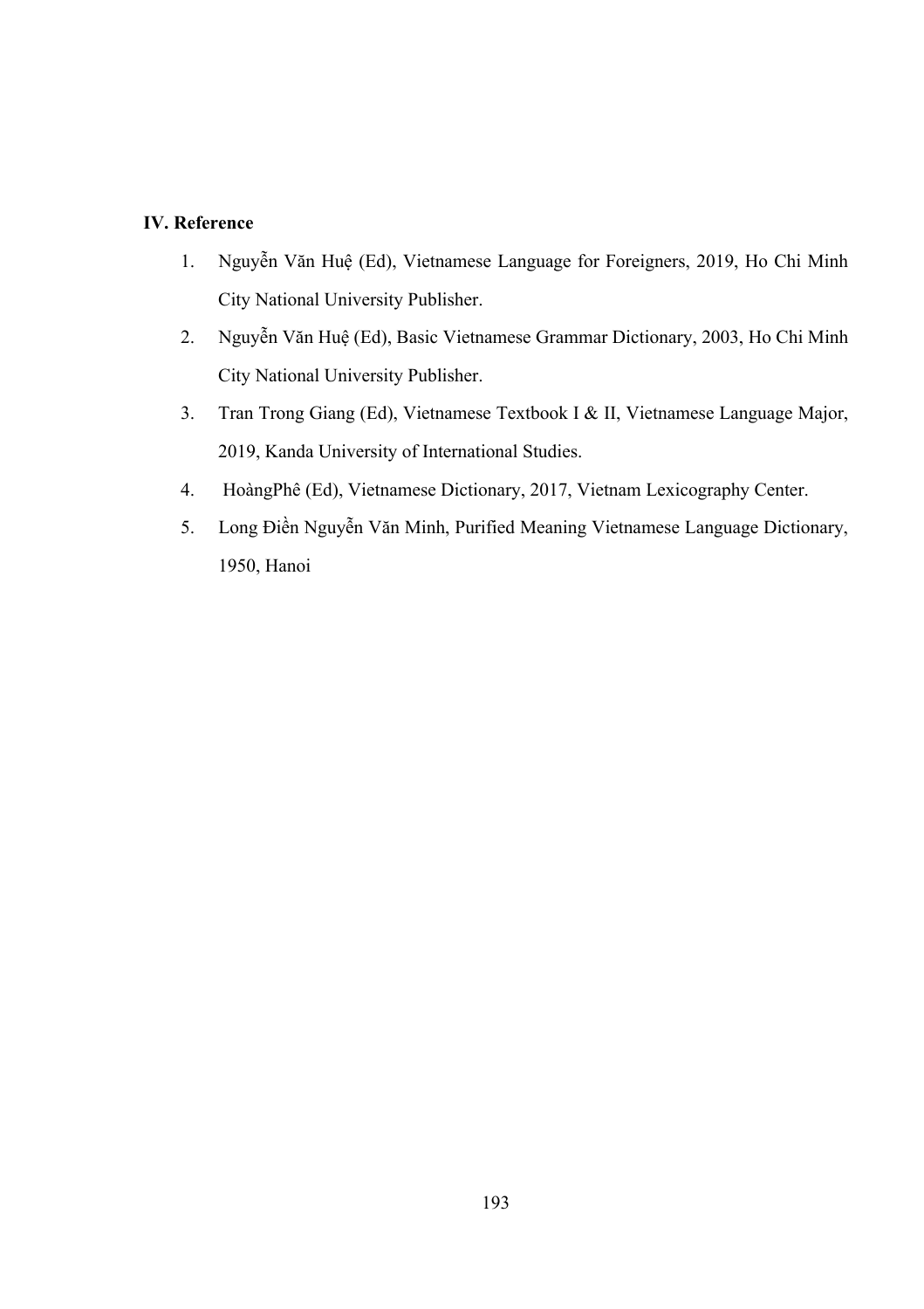**IV. Reference**

1. Nguyễn Văn Huệ (Ed), Vietnamese Language for Foreigners, 2019, Ho Chi Minh City National University Publisher.
2. Nguyễn Văn Huệ (Ed), Basic Vietnamese Grammar Dictionary, 2003, Ho Chi Minh City National University Publisher.
3. Tran Trong Giang (Ed), Vietnamese Textbook I & II, Vietnamese Language Major, 2019, Kanda University of International Studies.
4. HoàngPhê (Ed), Vietnamese Dictionary, 2017, Vietnam Lexicography Center.
5. Long Điền Nguyễn Văn Minh, Purified Meaning Vietnamese Language Dictionary, 1950, Hanoi